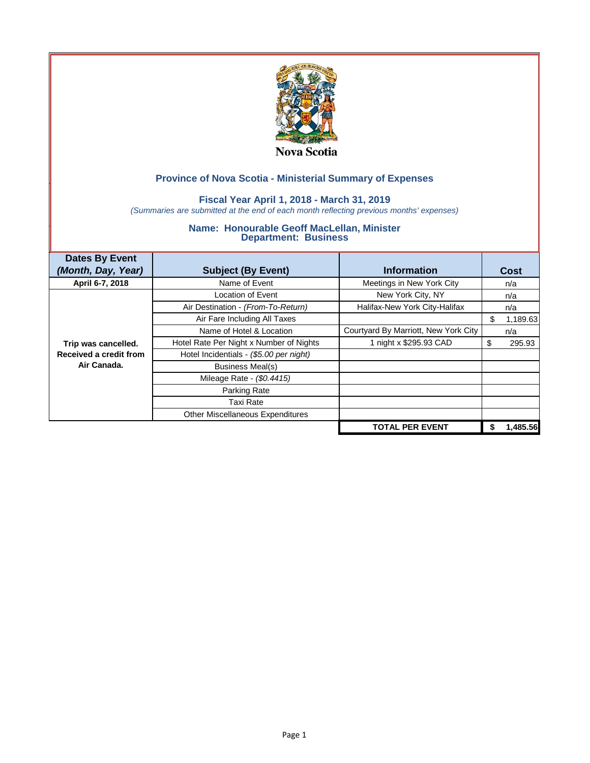Nova Scotia

## Province of Nova Scotia - Ministerial Summary of Expenses

### Fiscal Year April 1, 2018 - March 31, 2019

*(Summaries are submitted at the end of each month reflecting previous months' expenses)*

### Name: Honourable Geoff MacLellan, Minister
### Department: Business

| Dates By Event *(Month, Day, Year)* | Subject (By Event) | Information | Cost |
|---|---|---|---|
| **April 6-7, 2018** | Name of Event | Meetings in New York City | n/a |
| | Location of Event | New York City, NY | n/a |
| | Air Destination - *(From-To-Return)* | Halifax-New York City-Halifax | n/a |
| | Air Fare Including All Taxes | | $ 1,189.63 |
| | Name of Hotel & Location | Courtyard By Marriott, New York City | n/a |
| **Trip was cancelled. Received a credit from Air Canada.** | Hotel Rate Per Night x Number of Nights | 1 night x $295.93 CAD | $ 295.93 |
| | Hotel Incidentials - *($5.00 per night)* | | |
| | Business Meal(s) | | |
| | Mileage Rate - *($0.4415)* | | |
| | Parking Rate | | |
| | Taxi Rate | | |
| | Other Miscellaneous Expenditures | | |
| | | **TOTAL PER EVENT** | **$ 1,485.56** |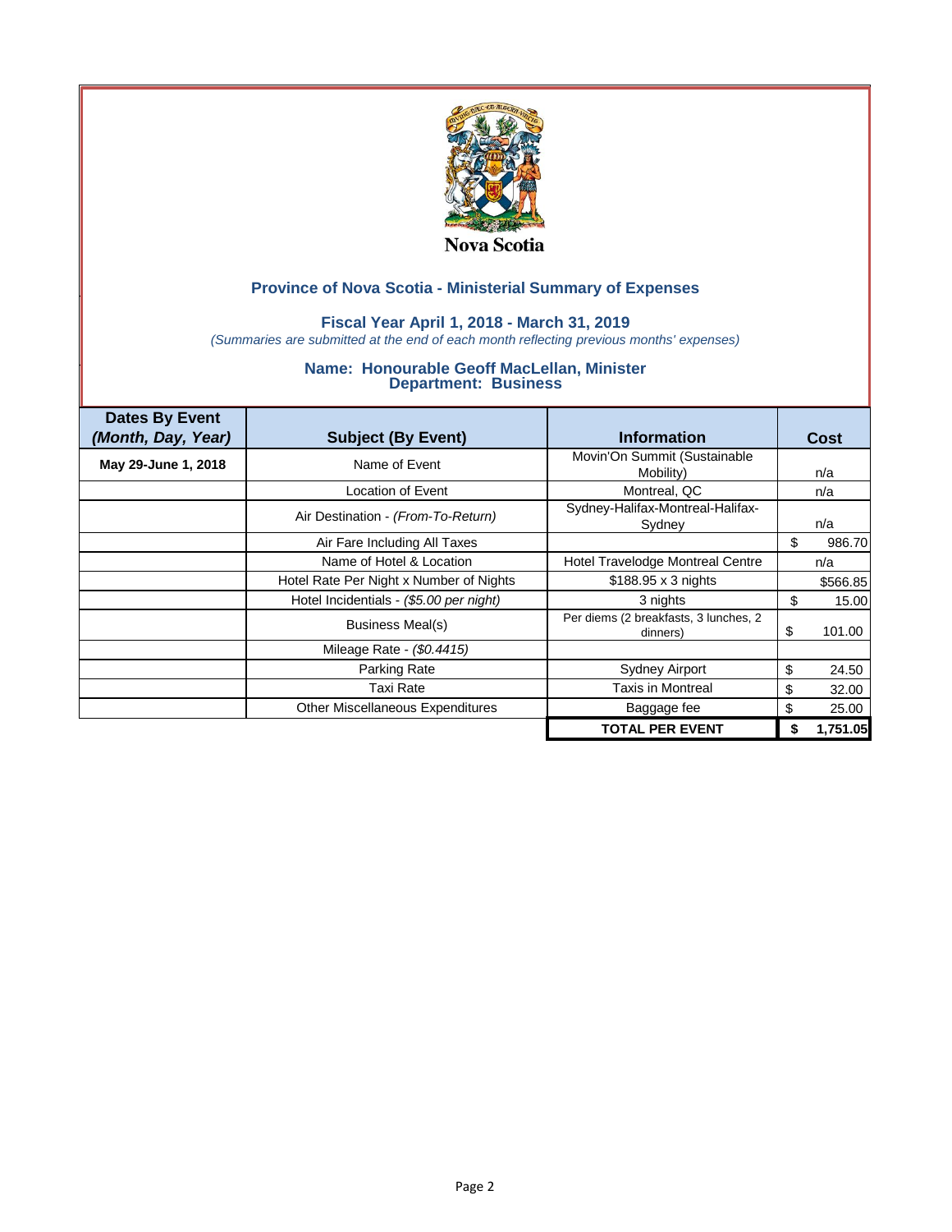Nova Scotia

## Province of Nova Scotia - Ministerial Summary of Expenses

### Fiscal Year April 1, 2018 - March 31, 2019

*(Summaries are submitted at the end of each month reflecting previous months' expenses)*

### Name: Honourable Geoff MacLellan, Minister
### Department: Business

| Dates By Event *(Month, Day, Year)* | Subject (By Event) | Information | Cost |
|---|---|---|---|
| **May 29-June 1, 2018** | Name of Event | Movin'On Summit (Sustainable Mobility) | n/a |
| | Location of Event | Montreal, QC | n/a |
| | Air Destination - *(From-To-Return)* | Sydney-Halifax-Montreal-Halifax-Sydney | n/a |
| | Air Fare Including All Taxes | | $ 986.70 |
| | Name of Hotel & Location | Hotel Travelodge Montreal Centre | n/a |
| | Hotel Rate Per Night x Number of Nights | $188.95 x 3 nights | $566.85 |
| | Hotel Incidentials - *($5.00 per night)* | 3 nights | $ 15.00 |
| | Business Meal(s) | Per diems (2 breakfasts, 3 lunches, 2 dinners) | $ 101.00 |
| | Mileage Rate - *($0.4415)* | | |
| | Parking Rate | Sydney Airport | $ 24.50 |
| | Taxi Rate | Taxis in Montreal | $ 32.00 |
| | Other Miscellaneous Expenditures | Baggage fee | $ 25.00 |
| | | **TOTAL PER EVENT** | **$ 1,751.05** |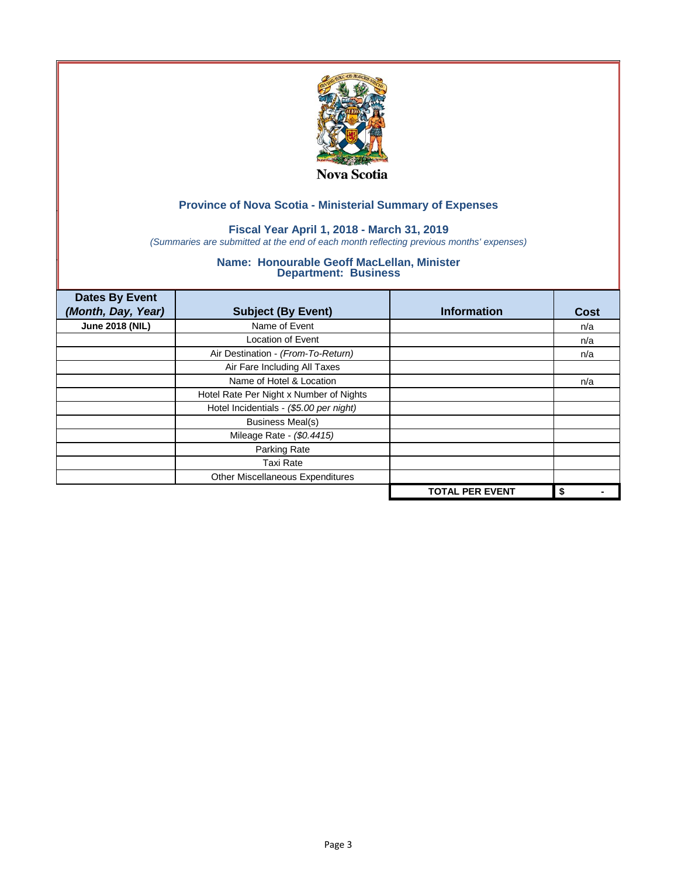Nova Scotia

## Province of Nova Scotia - Ministerial Summary of Expenses

### Fiscal Year April 1, 2018 - March 31, 2019

*(Summaries are submitted at the end of each month reflecting previous months' expenses)*

### Name: Honourable Geoff MacLellan, Minister
### Department: Business

| Dates By Event *(Month, Day, Year)* | Subject (By Event) | Information | Cost |
|---|---|---|---|
| **June 2018 (NIL)** | Name of Event | | n/a |
| | Location of Event | | n/a |
| | Air Destination - *(From-To-Return)* | | n/a |
| | Air Fare Including All Taxes | | |
| | Name of Hotel & Location | | n/a |
| | Hotel Rate Per Night x Number of Nights | | |
| | Hotel Incidentials - *($5.00 per night)* | | |
| | Business Meal(s) | | |
| | Mileage Rate - *($0.4415)* | | |
| | Parking Rate | | |
| | Taxi Rate | | |
| | Other Miscellaneous Expenditures | | |
| | | **TOTAL PER EVENT** | **$ -** |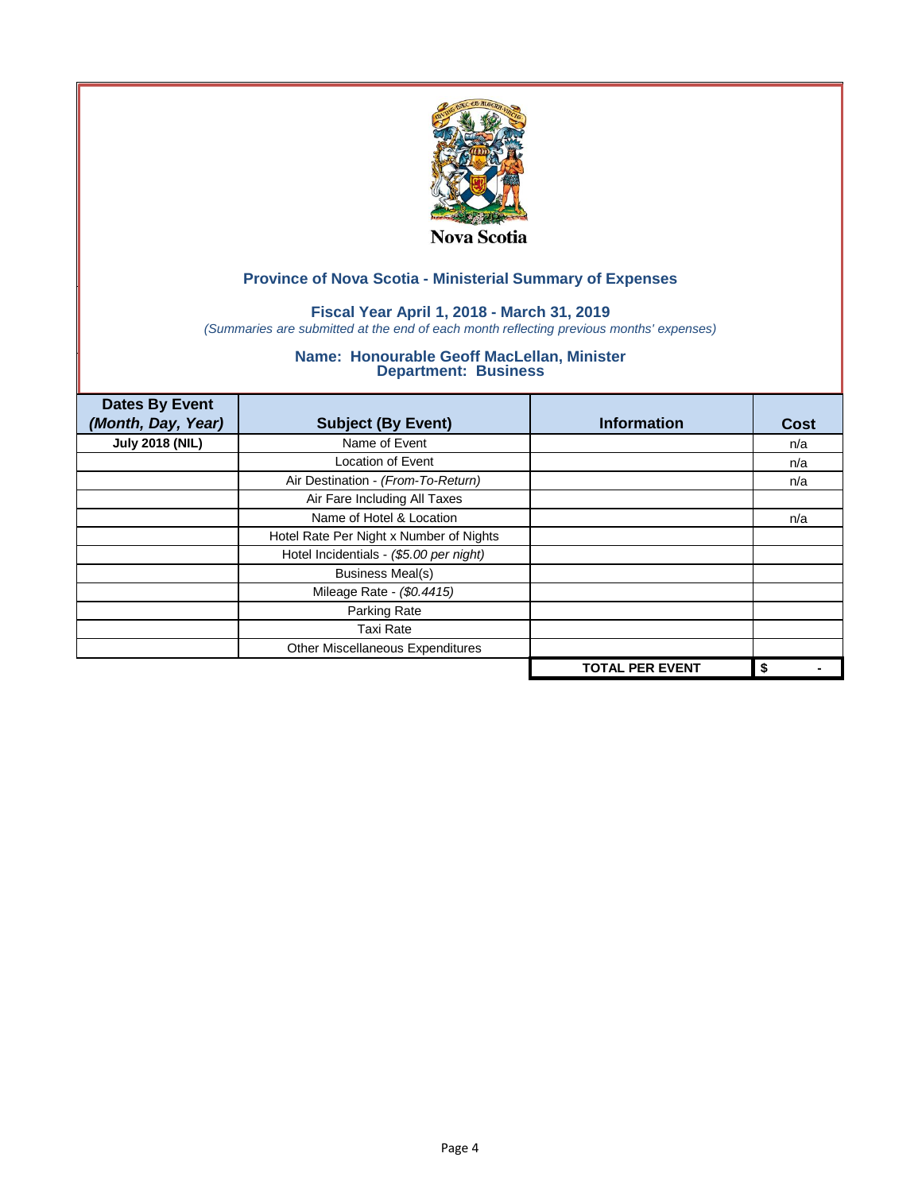Nova Scotia

## Province of Nova Scotia - Ministerial Summary of Expenses

### Fiscal Year April 1, 2018 - March 31, 2019

*(Summaries are submitted at the end of each month reflecting previous months' expenses)*

### Name: Honourable Geoff MacLellan, Minister
### Department: Business

| Dates By Event *(Month, Day, Year)* | Subject (By Event) | Information | Cost |
|---|---|---|---|
| **July 2018 (NIL)** | Name of Event | | n/a |
| | Location of Event | | n/a |
| | Air Destination - *(From-To-Return)* | | n/a |
| | Air Fare Including All Taxes | | |
| | Name of Hotel & Location | | n/a |
| | Hotel Rate Per Night x Number of Nights | | |
| | Hotel Incidentials - *($5.00 per night)* | | |
| | Business Meal(s) | | |
| | Mileage Rate - *($0.4415)* | | |
| | Parking Rate | | |
| | Taxi Rate | | |
| | Other Miscellaneous Expenditures | | |
| | | **TOTAL PER EVENT** | **$ -** |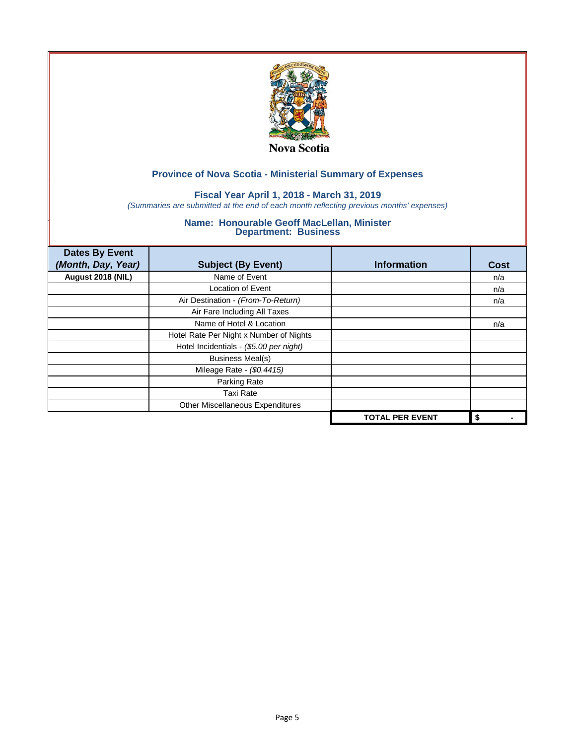Nova Scotia

## Province of Nova Scotia - Ministerial Summary of Expenses

### Fiscal Year April 1, 2018 - March 31, 2019

*(Summaries are submitted at the end of each month reflecting previous months' expenses)*

### Name: Honourable Geoff MacLellan, Minister
### Department: Business

| Dates By Event *(Month, Day, Year)* | Subject (By Event) | Information | Cost |
|---|---|---|---|
| **August 2018 (NIL)** | Name of Event | | n/a |
| | Location of Event | | n/a |
| | Air Destination - *(From-To-Return)* | | n/a |
| | Air Fare Including All Taxes | | |
| | Name of Hotel & Location | | n/a |
| | Hotel Rate Per Night x Number of Nights | | |
| | Hotel Incidentials - *($5.00 per night)* | | |
| | Business Meal(s) | | |
| | Mileage Rate - *($0.4415)* | | |
| | Parking Rate | | |
| | Taxi Rate | | |
| | Other Miscellaneous Expenditures | | |
| | | **TOTAL PER EVENT** | **$ -** |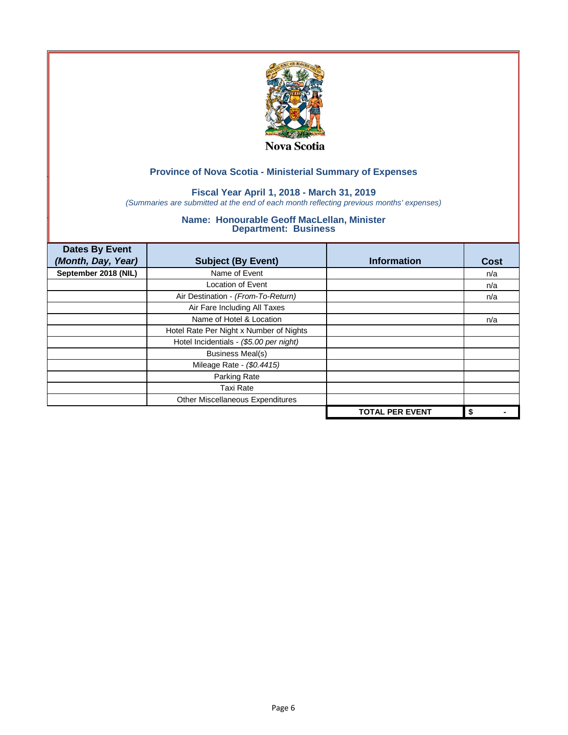Nova Scotia

### Province of Nova Scotia - Ministerial Summary of Expenses

### Fiscal Year April 1, 2018 - March 31, 2019

*(Summaries are submitted at the end of each month reflecting previous months' expenses)*

### Name: Honourable Geoff MacLellan, Minister
### Department: Business

| Dates By Event *(Month, Day, Year)* | Subject (By Event) | Information | Cost |
|---|---|---|---|
| **September 2018 (NIL)** | Name of Event | | n/a |
| | Location of Event | | n/a |
| | Air Destination - *(From-To-Return)* | | n/a |
| | Air Fare Including All Taxes | | |
| | Name of Hotel & Location | | n/a |
| | Hotel Rate Per Night x Number of Nights | | |
| | Hotel Incidentials - *($5.00 per night)* | | |
| | Business Meal(s) | | |
| | Mileage Rate - *($0.4415)* | | |
| | Parking Rate | | |
| | Taxi Rate | | |
| | Other Miscellaneous Expenditures | | |
| | | **TOTAL PER EVENT** | **$ -** |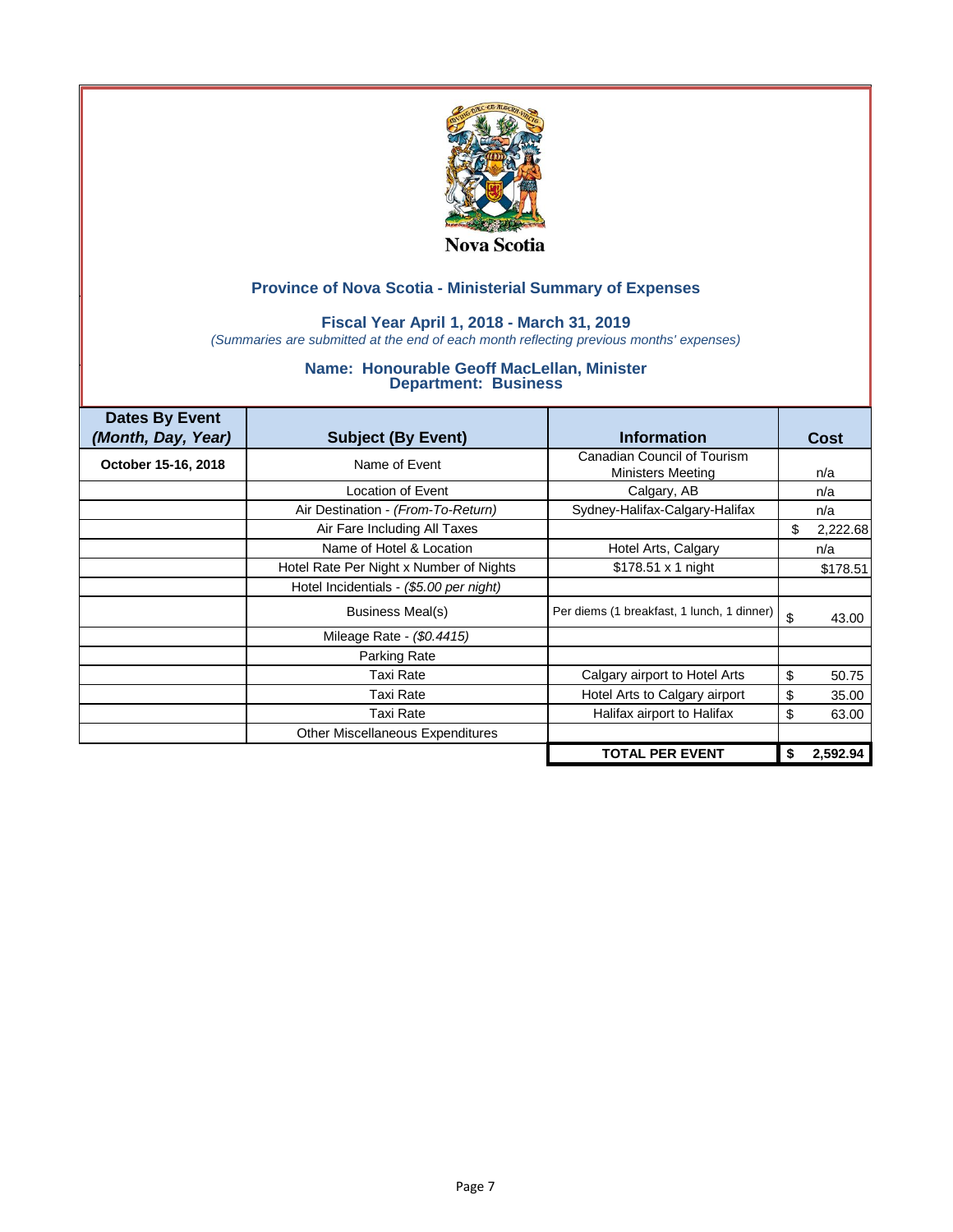Nova Scotia

## Province of Nova Scotia - Ministerial Summary of Expenses

### Fiscal Year April 1, 2018 - March 31, 2019

*(Summaries are submitted at the end of each month reflecting previous months' expenses)*

### Name: Honourable Geoff MacLellan, Minister
### Department: Business

| Dates By Event *(Month, Day, Year)* | Subject (By Event) | Information | Cost |
|---|---|---|---|
| **October 15-16, 2018** | Name of Event | Canadian Council of Tourism Ministers Meeting | n/a |
| | Location of Event | Calgary, AB | n/a |
| | Air Destination - *(From-To-Return)* | Sydney-Halifax-Calgary-Halifax | n/a |
| | Air Fare Including All Taxes | | $ 2,222.68 |
| | Name of Hotel & Location | Hotel Arts, Calgary | n/a |
| | Hotel Rate Per Night x Number of Nights | $178.51 x 1 night | $178.51 |
| | Hotel Incidentials - *($5.00 per night)* | | |
| | Business Meal(s) | Per diems (1 breakfast, 1 lunch, 1 dinner) | $ 43.00 |
| | Mileage Rate - *($0.4415)* | | |
| | Parking Rate | | |
| | Taxi Rate | Calgary airport to Hotel Arts | $ 50.75 |
| | Taxi Rate | Hotel Arts to Calgary airport | $ 35.00 |
| | Taxi Rate | Halifax airport to Halifax | $ 63.00 |
| | Other Miscellaneous Expenditures | | |
| | | **TOTAL PER EVENT** | **$ 2,592.94** |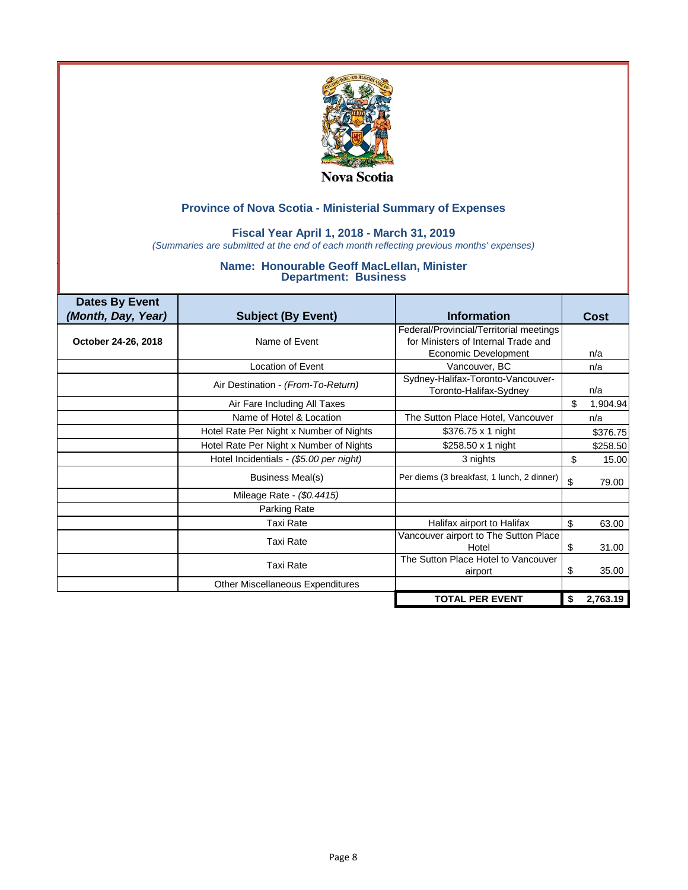Nova Scotia

## Province of Nova Scotia - Ministerial Summary of Expenses

### Fiscal Year April 1, 2018 - March 31, 2019

*(Summaries are submitted at the end of each month reflecting previous months' expenses)*

### Name: Honourable Geoff MacLellan, Minister
### Department: Business

| Dates By Event *(Month, Day, Year)* | Subject (By Event) | Information | Cost |
|---|---|---|---|
| **October 24-26, 2018** | Name of Event | Federal/Provincial/Territorial meetings for Ministers of Internal Trade and Economic Development | n/a |
| | Location of Event | Vancouver, BC | n/a |
| | Air Destination - *(From-To-Return)* | Sydney-Halifax-Toronto-Vancouver-Toronto-Halifax-Sydney | n/a |
| | Air Fare Including All Taxes | | $ 1,904.94 |
| | Name of Hotel & Location | The Sutton Place Hotel, Vancouver | n/a |
| | Hotel Rate Per Night x Number of Nights | $376.75 x 1 night | $376.75 |
| | Hotel Rate Per Night x Number of Nights | $258.50 x 1 night | $258.50 |
| | Hotel Incidentials - *($5.00 per night)* | 3 nights | $ 15.00 |
| | Business Meal(s) | Per diems (3 breakfast, 1 lunch, 2 dinner) | $ 79.00 |
| | Mileage Rate - *($0.4415)* | | |
| | Parking Rate | | |
| | Taxi Rate | Halifax airport to Halifax | $ 63.00 |
| | Taxi Rate | Vancouver airport to The Sutton Place Hotel | $ 31.00 |
| | Taxi Rate | The Sutton Place Hotel to Vancouver airport | $ 35.00 |
| | Other Miscellaneous Expenditures | | |
| | | **TOTAL PER EVENT** | **$ 2,763.19** |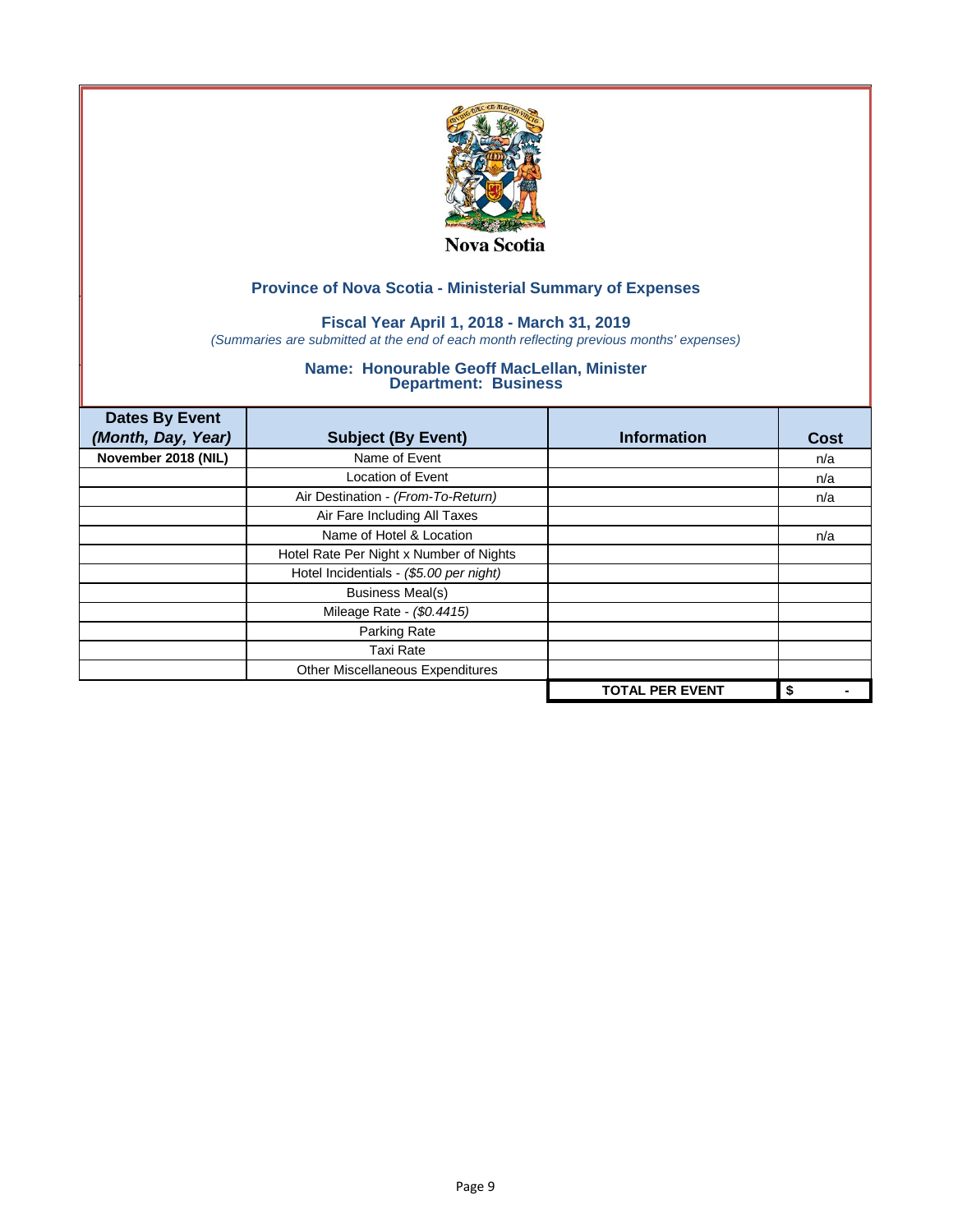Nova Scotia

## Province of Nova Scotia - Ministerial Summary of Expenses

### Fiscal Year April 1, 2018 - March 31, 2019

*(Summaries are submitted at the end of each month reflecting previous months' expenses)*

### Name: Honourable Geoff MacLellan, Minister
### Department: Business

| Dates By Event *(Month, Day, Year)* | Subject (By Event) | Information | Cost |
|---|---|---|---|
| **November 2018 (NIL)** | Name of Event | | n/a |
| | Location of Event | | n/a |
| | Air Destination - *(From-To-Return)* | | n/a |
| | Air Fare Including All Taxes | | |
| | Name of Hotel & Location | | n/a |
| | Hotel Rate Per Night x Number of Nights | | |
| | Hotel Incidentials - *($5.00 per night)* | | |
| | Business Meal(s) | | |
| | Mileage Rate - *($0.4415)* | | |
| | Parking Rate | | |
| | Taxi Rate | | |
| | Other Miscellaneous Expenditures | | |
| | | **TOTAL PER EVENT** | **$ -** |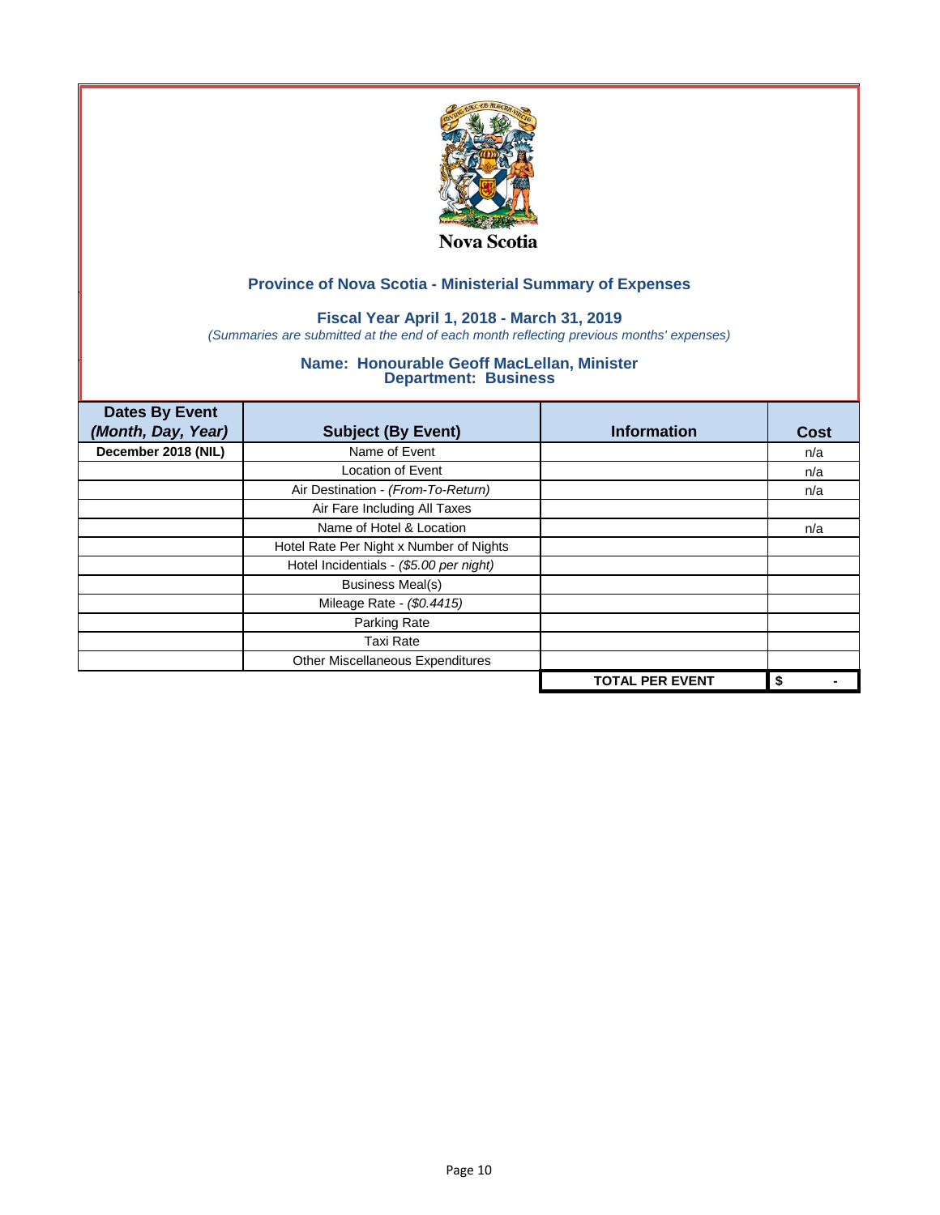Nova Scotia

### Province of Nova Scotia - Ministerial Summary of Expenses

### Fiscal Year April 1, 2018 - March 31, 2019

*(Summaries are submitted at the end of each month reflecting previous months' expenses)*

### Name: Honourable Geoff MacLellan, Minister
### Department: Business

| Dates By Event *(Month, Day, Year)* | Subject (By Event) | Information | Cost |
|---|---|---|---|
| **December 2018 (NIL)** | Name of Event | | n/a |
| | Location of Event | | n/a |
| | Air Destination - *(From-To-Return)* | | n/a |
| | Air Fare Including All Taxes | | |
| | Name of Hotel & Location | | n/a |
| | Hotel Rate Per Night x Number of Nights | | |
| | Hotel Incidentials - *($5.00 per night)* | | |
| | Business Meal(s) | | |
| | Mileage Rate - *($0.4415)* | | |
| | Parking Rate | | |
| | Taxi Rate | | |
| | Other Miscellaneous Expenditures | | |
| | | **TOTAL PER EVENT** | **$ -** |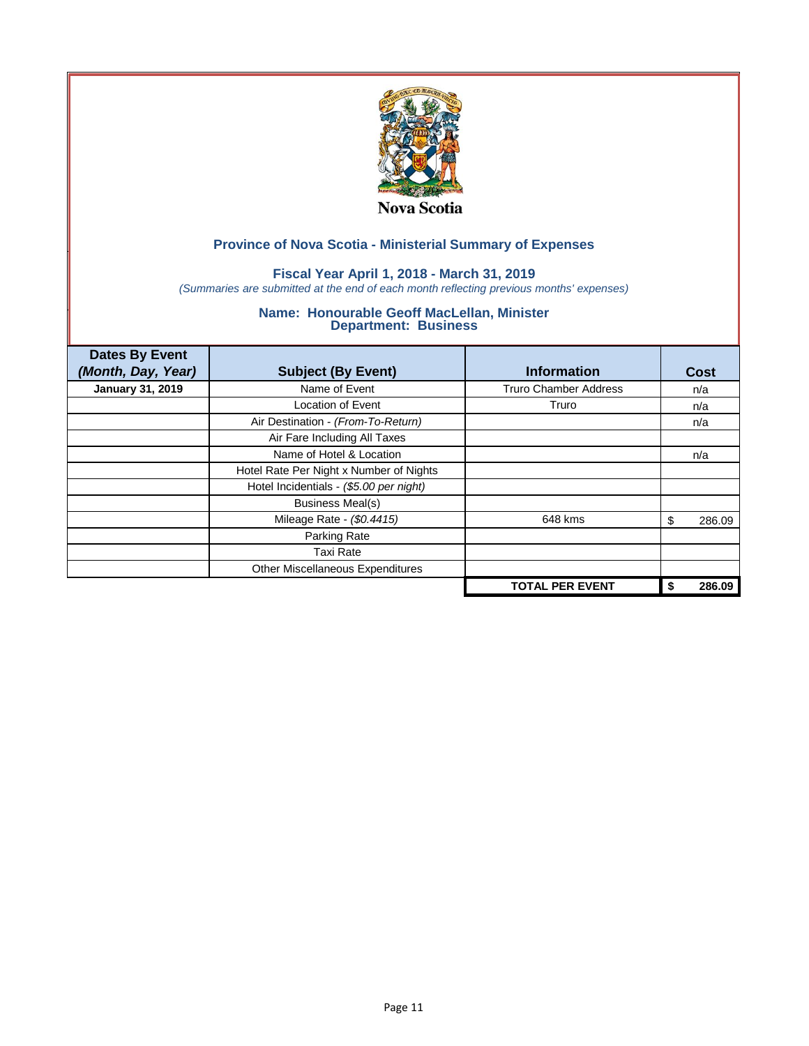Nova Scotia

## Province of Nova Scotia - Ministerial Summary of Expenses

### Fiscal Year April 1, 2018 - March 31, 2019

*(Summaries are submitted at the end of each month reflecting previous months' expenses)*

### Name: Honourable Geoff MacLellan, Minister
### Department: Business

| Dates By Event *(Month, Day, Year)* | Subject (By Event) | Information | Cost |
|---|---|---|---|
| **January 31, 2019** | Name of Event | Truro Chamber Address | n/a |
| | Location of Event | Truro | n/a |
| | Air Destination - *(From-To-Return)* | | n/a |
| | Air Fare Including All Taxes | | |
| | Name of Hotel & Location | | n/a |
| | Hotel Rate Per Night x Number of Nights | | |
| | Hotel Incidentials - *($5.00 per night)* | | |
| | Business Meal(s) | | |
| | Mileage Rate - *($0.4415)* | 648 kms | $ 286.09 |
| | Parking Rate | | |
| | Taxi Rate | | |
| | Other Miscellaneous Expenditures | | |
| | | **TOTAL PER EVENT** | **$ 286.09** |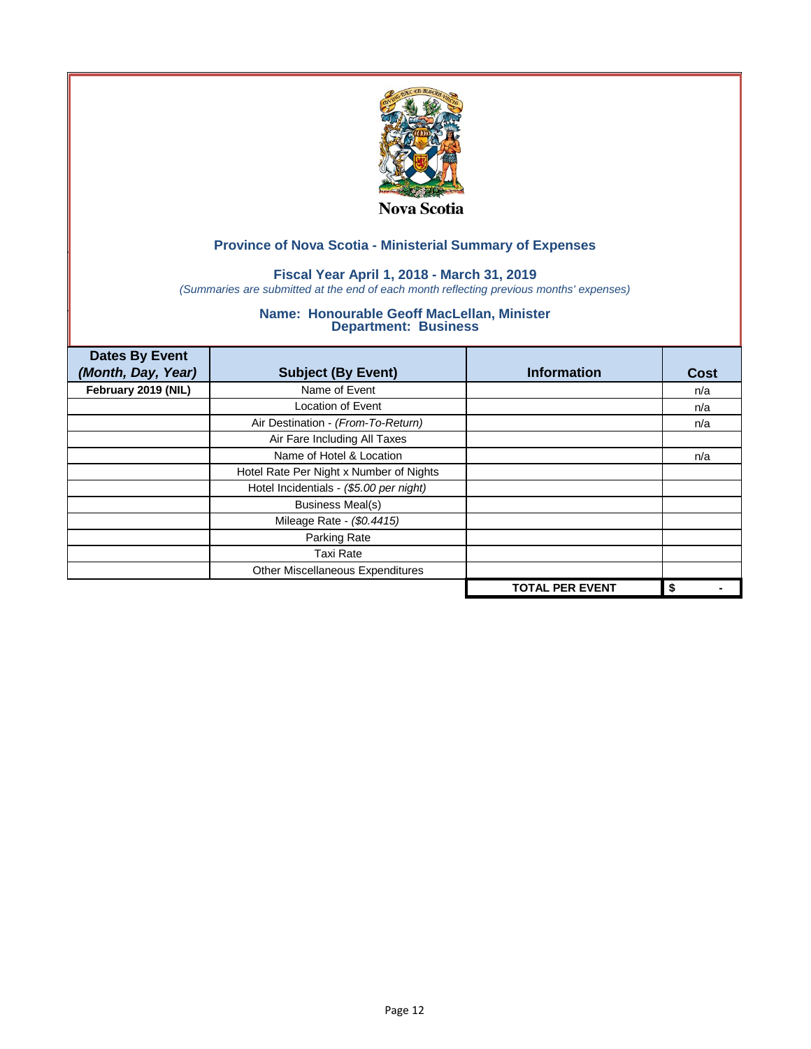Nova Scotia

## Province of Nova Scotia - Ministerial Summary of Expenses

### Fiscal Year April 1, 2018 - March 31, 2019

*(Summaries are submitted at the end of each month reflecting previous months' expenses)*

### Name: Honourable Geoff MacLellan, Minister
### Department: Business

| Dates By Event *(Month, Day, Year)* | Subject (By Event) | Information | Cost |
|---|---|---|---|
| **February 2019 (NIL)** | Name of Event | | n/a |
| | Location of Event | | n/a |
| | Air Destination - *(From-To-Return)* | | n/a |
| | Air Fare Including All Taxes | | |
| | Name of Hotel & Location | | n/a |
| | Hotel Rate Per Night x Number of Nights | | |
| | Hotel Incidentials - *($5.00 per night)* | | |
| | Business Meal(s) | | |
| | Mileage Rate - *($0.4415)* | | |
| | Parking Rate | | |
| | Taxi Rate | | |
| | Other Miscellaneous Expenditures | | |
| | | **TOTAL PER EVENT** | **$ -** |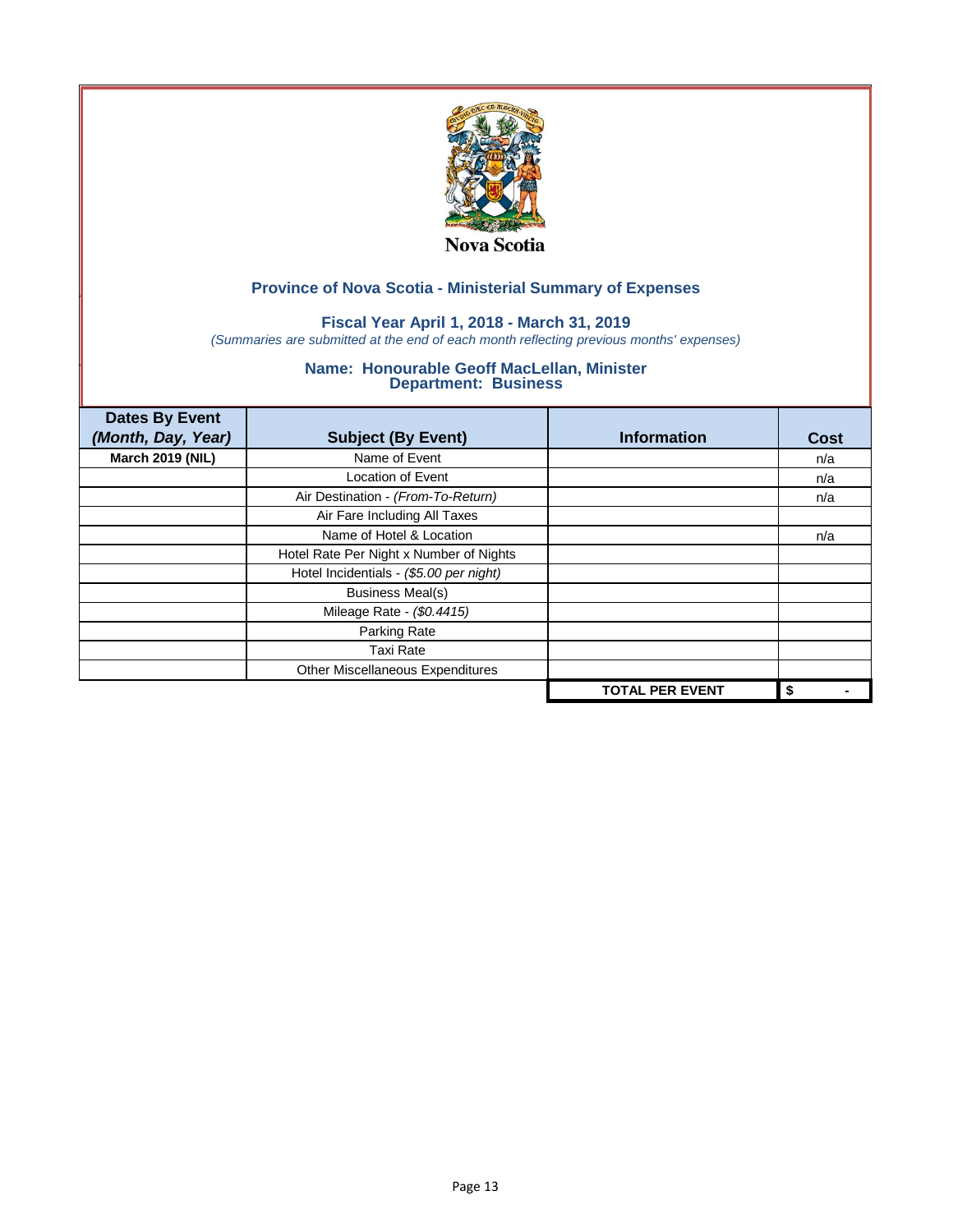Nova Scotia

## Province of Nova Scotia - Ministerial Summary of Expenses

### Fiscal Year April 1, 2018 - March 31, 2019

*(Summaries are submitted at the end of each month reflecting previous months' expenses)*

### Name: Honourable Geoff MacLellan, Minister
### Department: Business

| Dates By Event *(Month, Day, Year)* | Subject (By Event) | Information | Cost |
|---|---|---|---|
| **March 2019 (NIL)** | Name of Event | | n/a |
| | Location of Event | | n/a |
| | Air Destination - *(From-To-Return)* | | n/a |
| | Air Fare Including All Taxes | | |
| | Name of Hotel & Location | | n/a |
| | Hotel Rate Per Night x Number of Nights | | |
| | Hotel Incidentials - *($5.00 per night)* | | |
| | Business Meal(s) | | |
| | Mileage Rate - *($0.4415)* | | |
| | Parking Rate | | |
| | Taxi Rate | | |
| | Other Miscellaneous Expenditures | | |
| | | **TOTAL PER EVENT** | **$ -** |